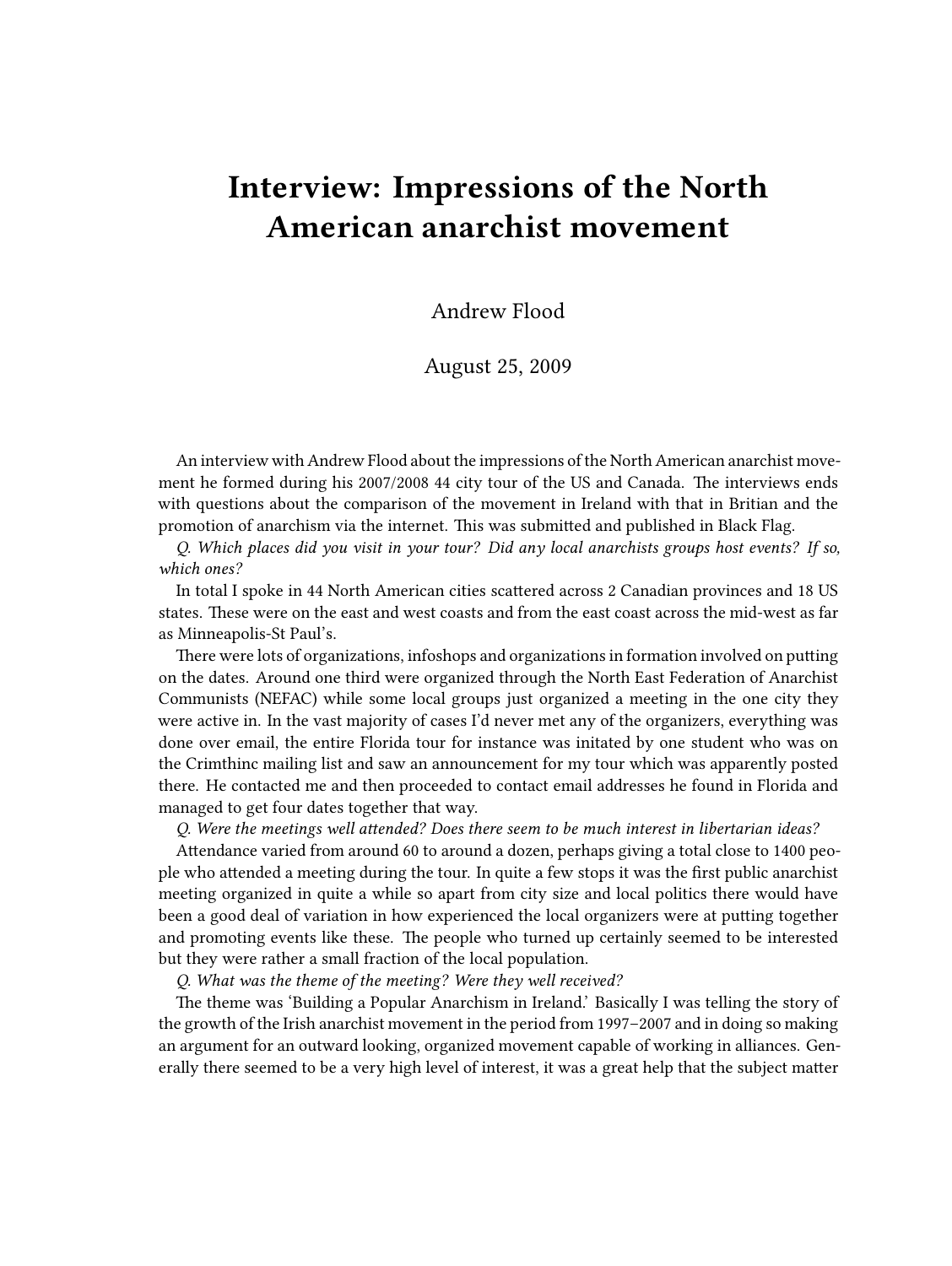# Interview: Impressions of the North American anarchist movement

Andrew Flood

August 25, 2009

An interview with Andrew Flood about the impressions of the North American anarchist movement he formed during his 2007/2008 44 city tour of the US and Canada. The interviews ends with questions about the comparison of the movement in Ireland with that in Britian and the promotion of anarchism via the internet. This was submitted and published in Black Flag.

*Q. Which places did you visit in your tour? Did any local anarchists groups host events? If so, which ones?*

In total I spoke in 44 North American cities scattered across 2 Canadian provinces and 18 US states. These were on the east and west coasts and from the east coast across the mid-west as far as Minneapolis-St Paul's.

There were lots of organizations, infoshops and organizations in formation involved on putting on the dates. Around one third were organized through the North East Federation of Anarchist Communists (NEFAC) while some local groups just organized a meeting in the one city they were active in. In the vast majority of cases I'd never met any of the organizers, everything was done over email, the entire Florida tour for instance was initated by one student who was on the Crimthinc mailing list and saw an announcement for my tour which was apparently posted there. He contacted me and then proceeded to contact email addresses he found in Florida and managed to get four dates together that way.

*Q. Were the meetings well attended? Does there seem to be much interest in libertarian ideas?*

Attendance varied from around 60 to around a dozen, perhaps giving a total close to 1400 people who attended a meeting during the tour. In quite a few stops it was the first public anarchist meeting organized in quite a while so apart from city size and local politics there would have been a good deal of variation in how experienced the local organizers were at putting together and promoting events like these. The people who turned up certainly seemed to be interested but they were rather a small fraction of the local population.

*Q. What was the theme of the meeting? Were they well received?*

The theme was 'Building a Popular Anarchism in Ireland.' Basically I was telling the story of the growth of the Irish anarchist movement in the period from 1997–2007 and in doing so making an argument for an outward looking, organized movement capable of working in alliances. Generally there seemed to be a very high level of interest, it was a great help that the subject matter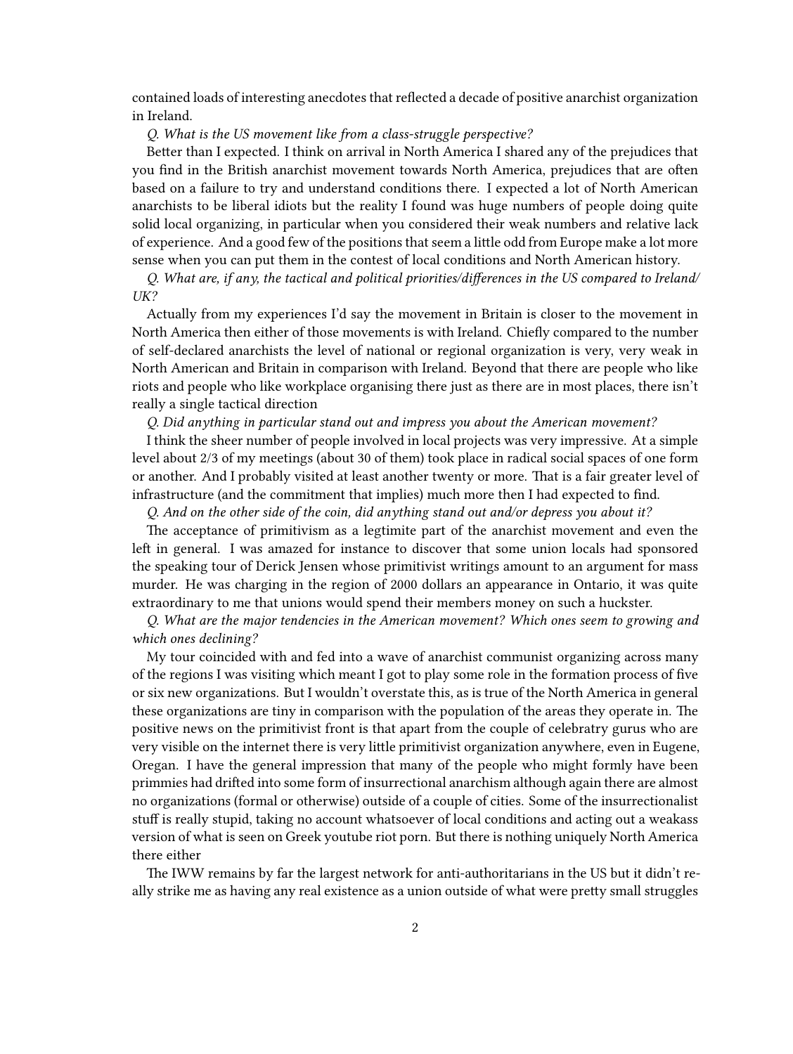contained loads of interesting anecdotes that reflected a decade of positive anarchist organization in Ireland.

*Q. What is the US movement like from a class-struggle perspective?*

Better than I expected. I think on arrival in North America I shared any of the prejudices that you find in the British anarchist movement towards North America, prejudices that are often based on a failure to try and understand conditions there. I expected a lot of North American anarchists to be liberal idiots but the reality I found was huge numbers of people doing quite solid local organizing, in particular when you considered their weak numbers and relative lack of experience. And a good few of the positions that seem a little odd from Europe make a lot more sense when you can put them in the contest of local conditions and North American history.

*Q. What are, if any, the tactical and political priorities/differences in the US compared to Ireland/UK?*

Actually from my experiences I'd say the movement in Britain is closer to the movement in North America then either of those movements is with Ireland. Chiefly compared to the number of self-declared anarchists the level of national or regional organization is very, very weak in North American and Britain in comparison with Ireland. Beyond that there are people who like riots and people who like workplace organising there just as there are in most places, there isn't really a single tactical direction

*Q. Did anything in particular stand out and impress you about the American movement?*

I think the sheer number of people involved in local projects was very impressive. At a simple level about 2/3 of my meetings (about 30 of them) took place in radical social spaces of one form or another. And I probably visited at least another twenty or more. That is a fair greater level of infrastructure (and the commitment that implies) much more then I had expected to find.

*Q. And on the other side of the coin, did anything stand out and/or depress you about it?*

The acceptance of primitivism as a legtimite part of the anarchist movement and even the left in general. I was amazed for instance to discover that some union locals had sponsored the speaking tour of Derick Jensen whose primitivist writings amount to an argument for mass murder. He was charging in the region of 2000 dollars an appearance in Ontario, it was quite extraordinary to me that unions would spend their members money on such a huckster.

*Q. What are the major tendencies in the American movement? Which ones seem to growing and which ones declining?*

My tour coincided with and fed into a wave of anarchist communist organizing across many of the regions I was visiting which meant I got to play some role in the formation process of five or six new organizations. But I wouldn't overstate this, as is true of the North America in general these organizations are tiny in comparison with the population of the areas they operate in. The positive news on the primitivist front is that apart from the couple of celebratry gurus who are very visible on the internet there is very little primitivist organization anywhere, even in Eugene, Oregan. I have the general impression that many of the people who might formly have been primmies had drifted into some form of insurrectional anarchism although again there are almost no organizations (formal or otherwise) outside of a couple of cities. Some of the insurrectionalist stuff is really stupid, taking no account whatsoever of local conditions and acting out a weakass version of what is seen on Greek youtube riot porn. But there is nothing uniquely North America there either

The IWW remains by far the largest network for anti-authoritarians in the US but it didn't really strike me as having any real existence as a union outside of what were pretty small struggles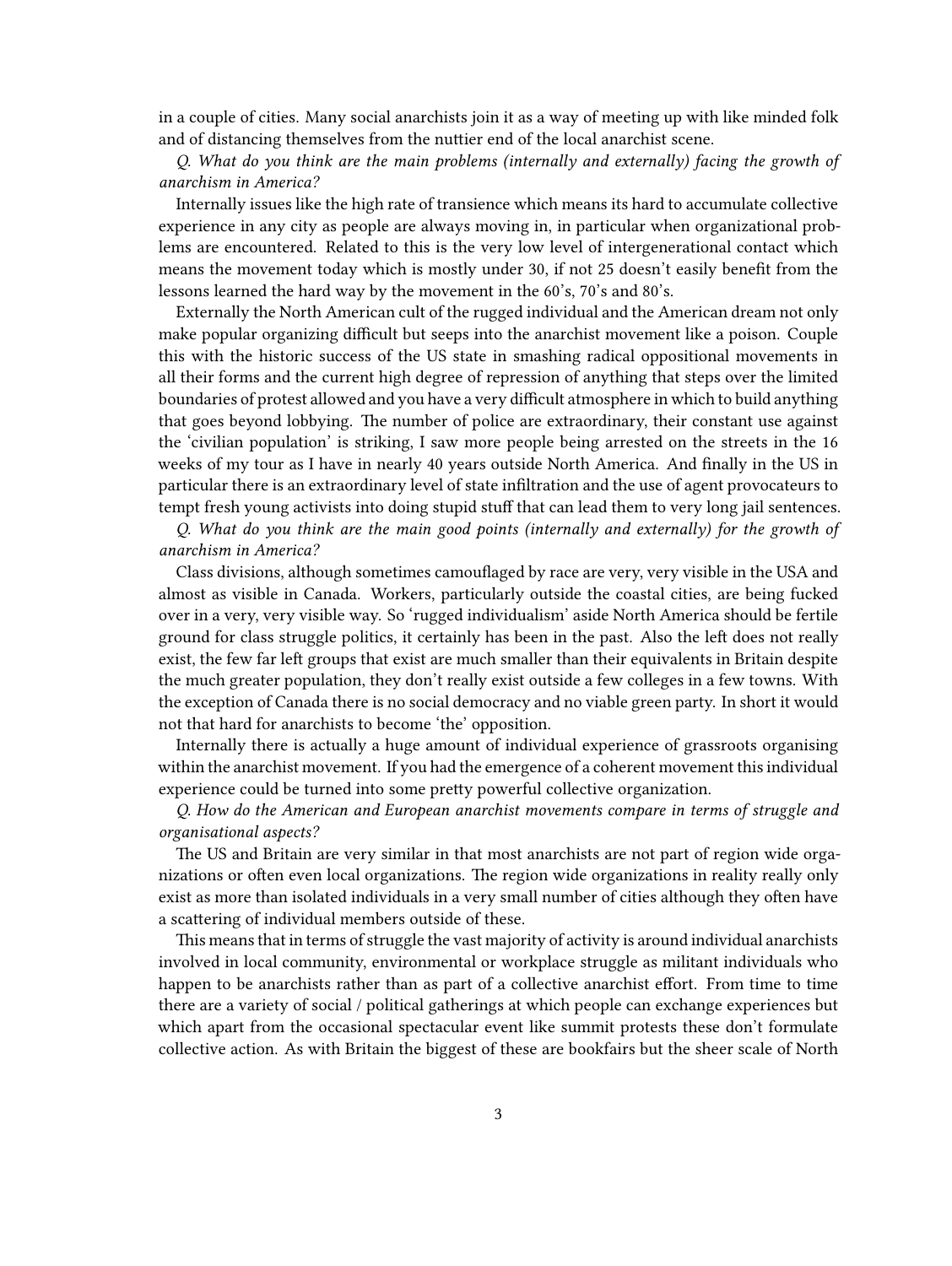in a couple of cities. Many social anarchists join it as a way of meeting up with like minded folk and of distancing themselves from the nuttier end of the local anarchist scene.

*Q. What do you think are the main problems (internally and externally) facing the growth of anarchism in America?*

Internally issues like the high rate of transience which means its hard to accumulate collective experience in any city as people are always moving in, in particular when organizational problems are encountered. Related to this is the very low level of intergenerational contact which means the movement today which is mostly under 30, if not 25 doesn't easily benefit from the lessons learned the hard way by the movement in the 60's, 70's and 80's.

Externally the North American cult of the rugged individual and the American dream not only make popular organizing difficult but seeps into the anarchist movement like a poison. Couple this with the historic success of the US state in smashing radical oppositional movements in all their forms and the current high degree of repression of anything that steps over the limited boundaries of protest allowed and you have a very difficult atmosphere in which to build anything that goes beyond lobbying. The number of police are extraordinary, their constant use against the 'civilian population' is striking, I saw more people being arrested on the streets in the 16 weeks of my tour as I have in nearly 40 years outside North America. And finally in the US in particular there is an extraordinary level of state infiltration and the use of agent provocateurs to tempt fresh young activists into doing stupid stuff that can lead them to very long jail sentences.

*Q. What do you think are the main good points (internally and externally) for the growth of anarchism in America?*

Class divisions, although sometimes camouflaged by race are very, very visible in the USA and almost as visible in Canada. Workers, particularly outside the coastal cities, are being fucked over in a very, very visible way. So 'rugged individualism' aside North America should be fertile ground for class struggle politics, it certainly has been in the past. Also the left does not really exist, the few far left groups that exist are much smaller than their equivalents in Britain despite the much greater population, they don't really exist outside a few colleges in a few towns. With the exception of Canada there is no social democracy and no viable green party. In short it would not that hard for anarchists to become 'the' opposition.

Internally there is actually a huge amount of individual experience of grassroots organising within the anarchist movement. If you had the emergence of a coherent movement this individual experience could be turned into some pretty powerful collective organization.

*Q. How do the American and European anarchist movements compare in terms of struggle and organisational aspects?*

The US and Britain are very similar in that most anarchists are not part of region wide organizations or often even local organizations. The region wide organizations in reality really only exist as more than isolated individuals in a very small number of cities although they often have a scattering of individual members outside of these.

This means that in terms of struggle the vast majority of activity is around individual anarchists involved in local community, environmental or workplace struggle as militant individuals who happen to be anarchists rather than as part of a collective anarchist effort. From time to time there are a variety of social / political gatherings at which people can exchange experiences but which apart from the occasional spectacular event like summit protests these don't formulate collective action. As with Britain the biggest of these are bookfairs but the sheer scale of North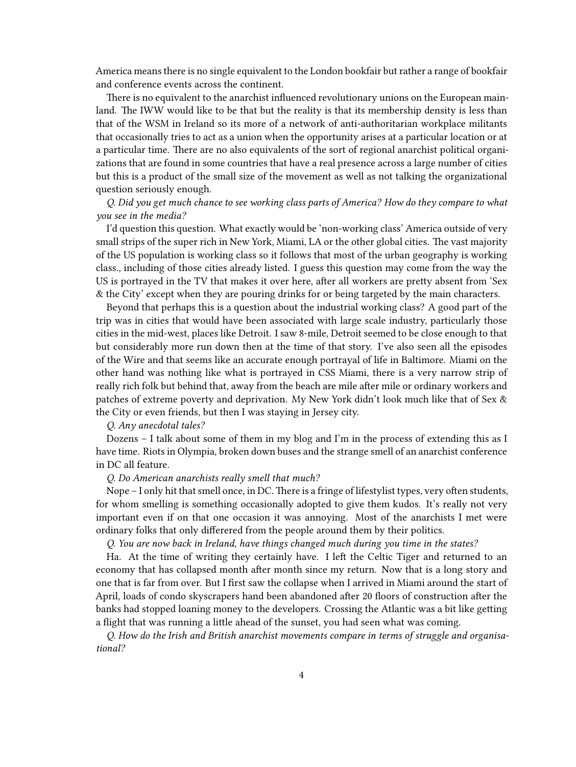America means there is no single equivalent to the London bookfair but rather a range of bookfair and conference events across the continent.

There is no equivalent to the anarchist influenced revolutionary unions on the European mainland. The IWW would like to be that but the reality is that its membership density is less than that of the WSM in Ireland so its more of a network of anti-authoritarian workplace militants that occasionally tries to act as a union when the opportunity arises at a particular location or at a particular time. There are no also equivalents of the sort of regional anarchist political organizations that are found in some countries that have a real presence across a large number of cities but this is a product of the small size of the movement as well as not talking the organizational question seriously enough.

*Q. Did you get much chance to see working class parts of America? How do they compare to what you see in the media?*

I'd question this question. What exactly would be 'non-working class' America outside of very small strips of the super rich in New York, Miami, LA or the other global cities. The vast majority of the US population is working class so it follows that most of the urban geography is working class., including of those cities already listed. I guess this question may come from the way the US is portrayed in the TV that makes it over here, after all workers are pretty absent from 'Sex & the City' except when they are pouring drinks for or being targeted by the main characters.

Beyond that perhaps this is a question about the industrial working class? A good part of the trip was in cities that would have been associated with large scale industry, particularly those cities in the mid-west, places like Detroit. I saw 8-mile, Detroit seemed to be close enough to that but considerably more run down then at the time of that story. I've also seen all the episodes of the Wire and that seems like an accurate enough portrayal of life in Baltimore. Miami on the other hand was nothing like what is portrayed in CSS Miami, there is a very narrow strip of really rich folk but behind that, away from the beach are mile after mile or ordinary workers and patches of extreme poverty and deprivation. My New York didn't look much like that of Sex & the City or even friends, but then I was staying in Jersey city.

*Q. Any anecdotal tales?*

Dozens – I talk about some of them in my blog and I'm in the process of extending this as I have time. Riots in Olympia, broken down buses and the strange smell of an anarchist conference in DC all feature.

*Q. Do American anarchists really smell that much?*

Nope – I only hit that smell once, in DC. There is a fringe of lifestylist types, very often students, for whom smelling is something occasionally adopted to give them kudos. It's really not very important even if on that one occasion it was annoying. Most of the anarchists I met were ordinary folks that only differered from the people around them by their politics.

*Q. You are now back in Ireland, have things changed much during you time in the states?*

Ha. At the time of writing they certainly have. I left the Celtic Tiger and returned to an economy that has collapsed month after month since my return. Now that is a long story and one that is far from over. But I first saw the collapse when I arrived in Miami around the start of April, loads of condo skyscrapers hand been abandoned after 20 floors of construction after the banks had stopped loaning money to the developers. Crossing the Atlantic was a bit like getting a flight that was running a little ahead of the sunset, you had seen what was coming.

*Q. How do the Irish and British anarchist movements compare in terms of struggle and organisational?*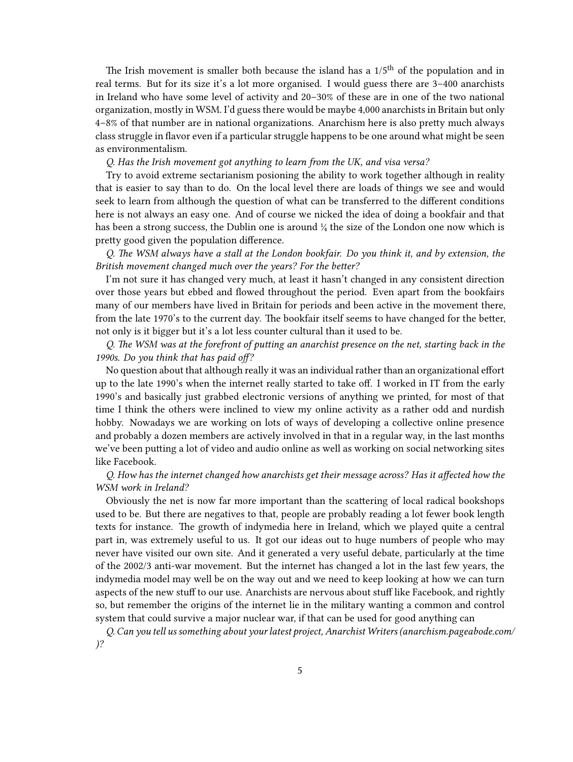The Irish movement is smaller both because the island has a 1/5th of the population and in real terms. But for its size it's a lot more organised. I would guess there are 3–400 anarchists in Ireland who have some level of activity and 20–30% of these are in one of the two national organization, mostly in WSM. I'd guess there would be maybe 4,000 anarchists in Britain but only 4–8% of that number are in national organizations. Anarchism here is also pretty much always class struggle in flavor even if a particular struggle happens to be one around what might be seen as environmentalism.

*Q. Has the Irish movement got anything to learn from the UK, and visa versa?*

Try to avoid extreme sectarianism posioning the ability to work together although in reality that is easier to say than to do. On the local level there are loads of things we see and would seek to learn from although the question of what can be transferred to the different conditions here is not always an easy one. And of course we nicked the idea of doing a bookfair and that has been a strong success, the Dublin one is around ¼ the size of the London one now which is pretty good given the population difference.

*Q. The WSM always have a stall at the London bookfair. Do you think it, and by extension, the British movement changed much over the years? For the better?*

I'm not sure it has changed very much, at least it hasn't changed in any consistent direction over those years but ebbed and flowed throughout the period. Even apart from the bookfairs many of our members have lived in Britain for periods and been active in the movement there, from the late 1970's to the current day. The bookfair itself seems to have changed for the better, not only is it bigger but it's a lot less counter cultural than it used to be.

*Q. The WSM was at the forefront of putting an anarchist presence on the net, starting back in the 1990s. Do you think that has paid off?*

No question about that although really it was an individual rather than an organizational effort up to the late 1990's when the internet really started to take off. I worked in IT from the early 1990's and basically just grabbed electronic versions of anything we printed, for most of that time I think the others were inclined to view my online activity as a rather odd and nurdish hobby. Nowadays we are working on lots of ways of developing a collective online presence and probably a dozen members are actively involved in that in a regular way, in the last months we've been putting a lot of video and audio online as well as working on social networking sites like Facebook.

*Q. How has the internet changed how anarchists get their message across? Has it affected how the WSM work in Ireland?*

Obviously the net is now far more important than the scattering of local radical bookshops used to be. But there are negatives to that, people are probably reading a lot fewer book length texts for instance. The growth of indymedia here in Ireland, which we played quite a central part in, was extremely useful to us. It got our ideas out to huge numbers of people who may never have visited our own site. And it generated a very useful debate, particularly at the time of the 2002/3 anti-war movement. But the internet has changed a lot in the last few years, the indymedia model may well be on the way out and we need to keep looking at how we can turn aspects of the new stuff to our use. Anarchists are nervous about stuff like Facebook, and rightly so, but remember the origins of the internet lie in the military wanting a common and control system that could survive a major nuclear war, if that can be used for good anything can

*Q. Can you tell us something about your latest project, Anarchist Writers (anarchism.pageabode.com/)?*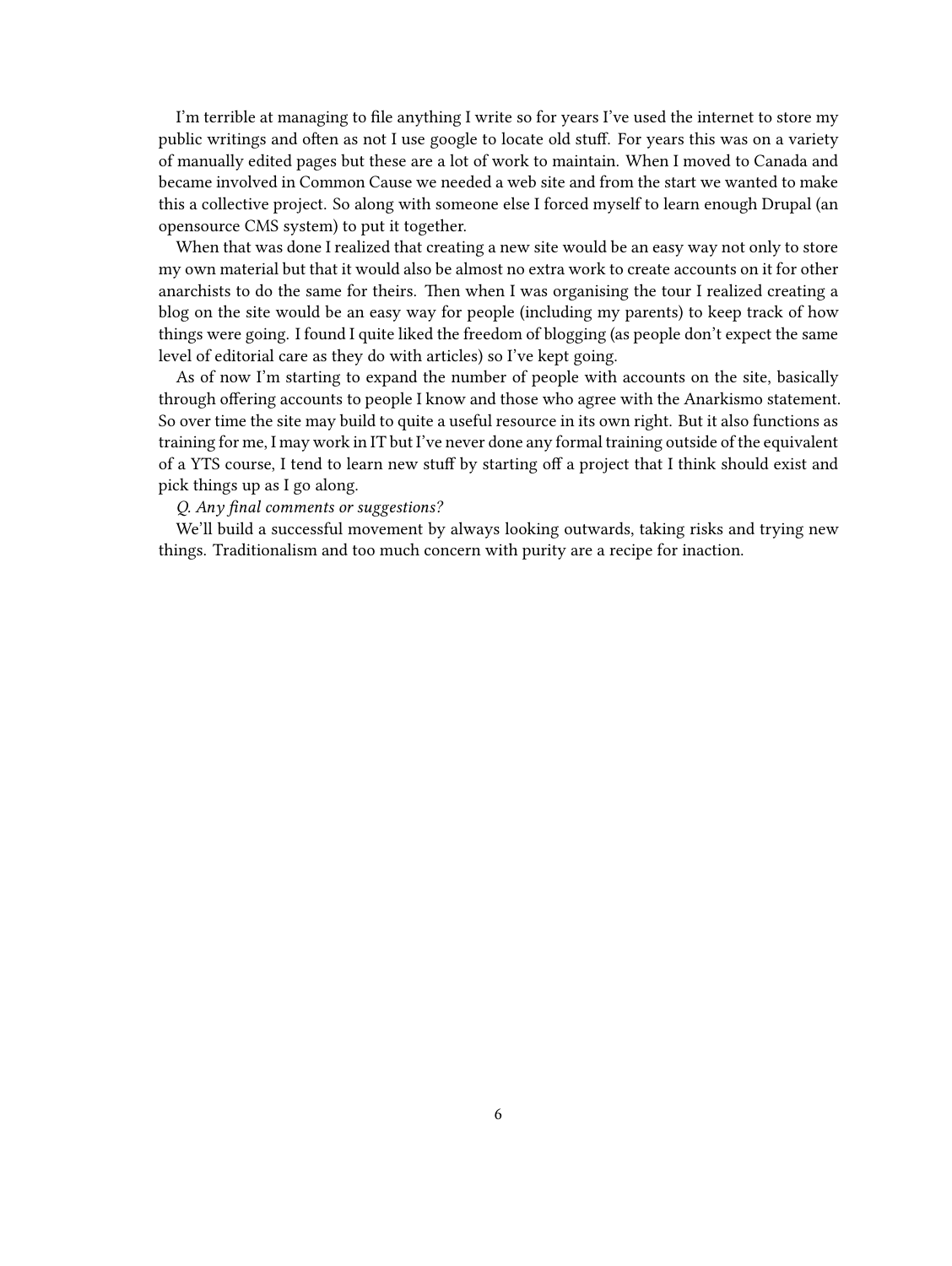I'm terrible at managing to file anything I write so for years I've used the internet to store my public writings and often as not I use google to locate old stuff. For years this was on a variety of manually edited pages but these are a lot of work to maintain. When I moved to Canada and became involved in Common Cause we needed a web site and from the start we wanted to make this a collective project. So along with someone else I forced myself to learn enough Drupal (an opensource CMS system) to put it together.

When that was done I realized that creating a new site would be an easy way not only to store my own material but that it would also be almost no extra work to create accounts on it for other anarchists to do the same for theirs. Then when I was organising the tour I realized creating a blog on the site would be an easy way for people (including my parents) to keep track of how things were going. I found I quite liked the freedom of blogging (as people don't expect the same level of editorial care as they do with articles) so I've kept going.

As of now I'm starting to expand the number of people with accounts on the site, basically through offering accounts to people I know and those who agree with the Anarkismo statement. So over time the site may build to quite a useful resource in its own right. But it also functions as training for me, I may work in IT but I've never done any formal training outside of the equivalent of a YTS course, I tend to learn new stuff by starting off a project that I think should exist and pick things up as I go along.

*Q. Any final comments or suggestions?*

We'll build a successful movement by always looking outwards, taking risks and trying new things. Traditionalism and too much concern with purity are a recipe for inaction.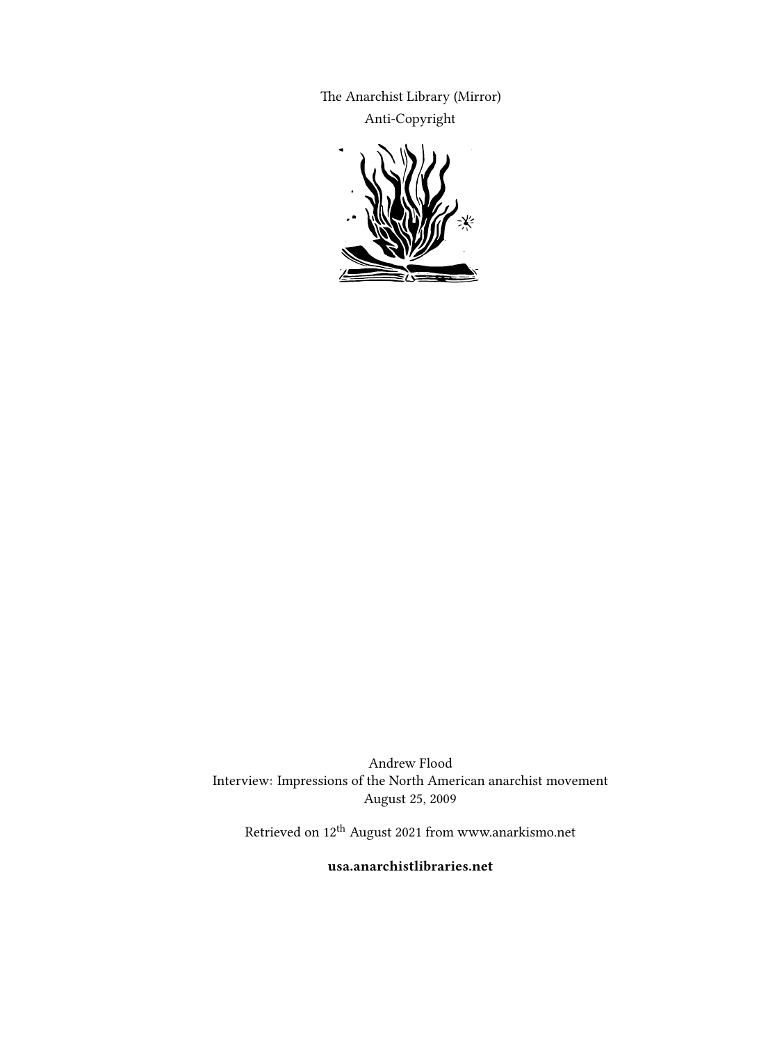The Anarchist Library (Mirror)
Anti-Copyright

Andrew Flood
Interview: Impressions of the North American anarchist movement
August 25, 2009

Retrieved on 12th August 2021 from www.anarkismo.net

**usa.anarchistlibraries.net**